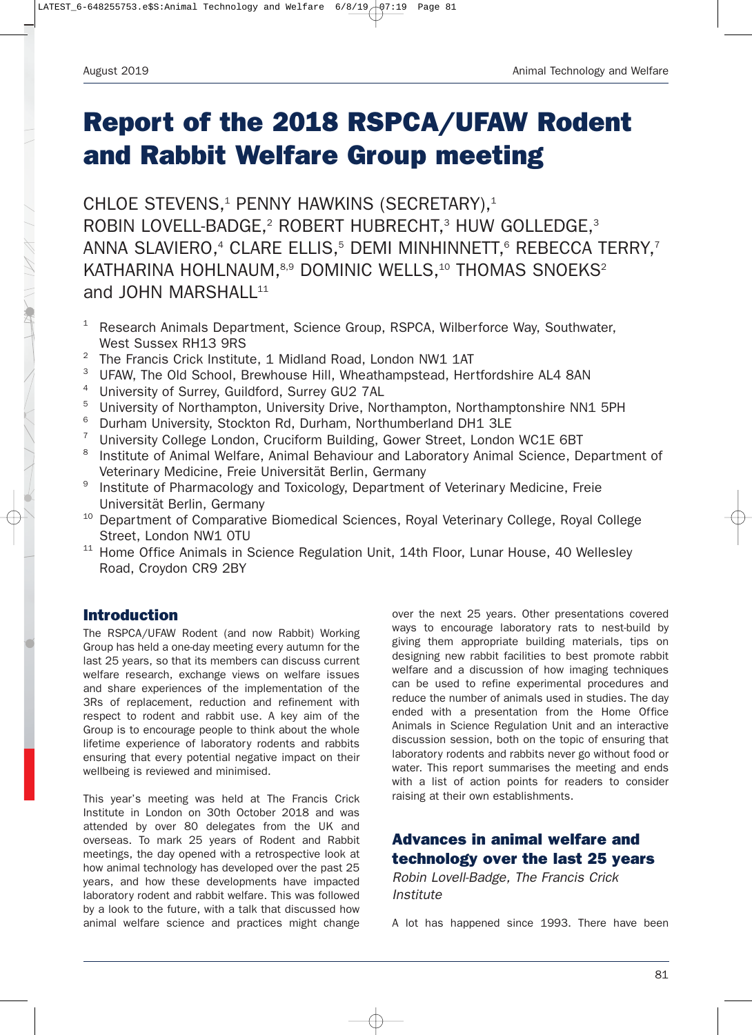# Report of the 2018 RSPCA/UFAW Rodent and Rabbit Welfare Group meeting

CHLOE STEVENS,[1] PENNY HAWKINS (SECRETARY),[1] ROBIN LOVELL-BADGE,[2] ROBERT HUBRECHT,[3] HUW GOLLEDGE,[3] ANNA SLAVIERO,[4] CLARE ELLIS,[5] DEMI MINHINNETT,[6] REBECCA TERRY,[7] KATHARINA HOHLNAUM,[8,9] DOMINIC WELLS,[10] THOMAS SNOEKS[2] and JOHN MARSHALL[11]

[1] Research Animals Department, Science Group, RSPCA, Wilberforce Way, Southwater, West Sussex RH13 9RS

[2] The Francis Crick Institute, 1 Midland Road, London NW1 1AT

[3] UFAW, The Old School, Brewhouse Hill, Wheathampstead, Hertfordshire AL4 8AN

[4] University of Surrey, Guildford, Surrey GU2 7AL

[5] University of Northampton, University Drive, Northampton, Northamptonshire NN1 5PH

[6] Durham University, Stockton Rd, Durham, Northumberland DH1 3LE

[7] University College London, Cruciform Building, Gower Street, London WC1E 6BT

[8] Institute of Animal Welfare, Animal Behaviour and Laboratory Animal Science, Department of Veterinary Medicine, Freie Universität Berlin, Germany

[9] Institute of Pharmacology and Toxicology, Department of Veterinary Medicine, Freie Universität Berlin, Germany

[10] Department of Comparative Biomedical Sciences, Royal Veterinary College, Royal College Street, London NW1 0TU

[11] Home Office Animals in Science Regulation Unit, 14th Floor, Lunar House, 40 Wellesley Road, Croydon CR9 2BY

## Introduction

The RSPCA/UFAW Rodent (and now Rabbit) Working Group has held a one-day meeting every autumn for the last 25 years, so that its members can discuss current welfare research, exchange views on welfare issues and share experiences of the implementation of the 3Rs of replacement, reduction and refinement with respect to rodent and rabbit use. A key aim of the Group is to encourage people to think about the whole lifetime experience of laboratory rodents and rabbits ensuring that every potential negative impact on their wellbeing is reviewed and minimised.

This year's meeting was held at The Francis Crick Institute in London on 30th October 2018 and was attended by over 80 delegates from the UK and overseas. To mark 25 years of Rodent and Rabbit meetings, the day opened with a retrospective look at how animal technology has developed over the past 25 years, and how these developments have impacted laboratory rodent and rabbit welfare. This was followed by a look to the future, with a talk that discussed how animal welfare science and practices might change over the next 25 years. Other presentations covered ways to encourage laboratory rats to nest-build by giving them appropriate building materials, tips on designing new rabbit facilities to best promote rabbit welfare and a discussion of how imaging techniques can be used to refine experimental procedures and reduce the number of animals used in studies. The day ended with a presentation from the Home Office Animals in Science Regulation Unit and an interactive discussion session, both on the topic of ensuring that laboratory rodents and rabbits never go without food or water. This report summarises the meeting and ends with a list of action points for readers to consider raising at their own establishments.

## Advances in animal welfare and technology over the last 25 years

*Robin Lovell-Badge, The Francis Crick Institute*

A lot has happened since 1993. There have been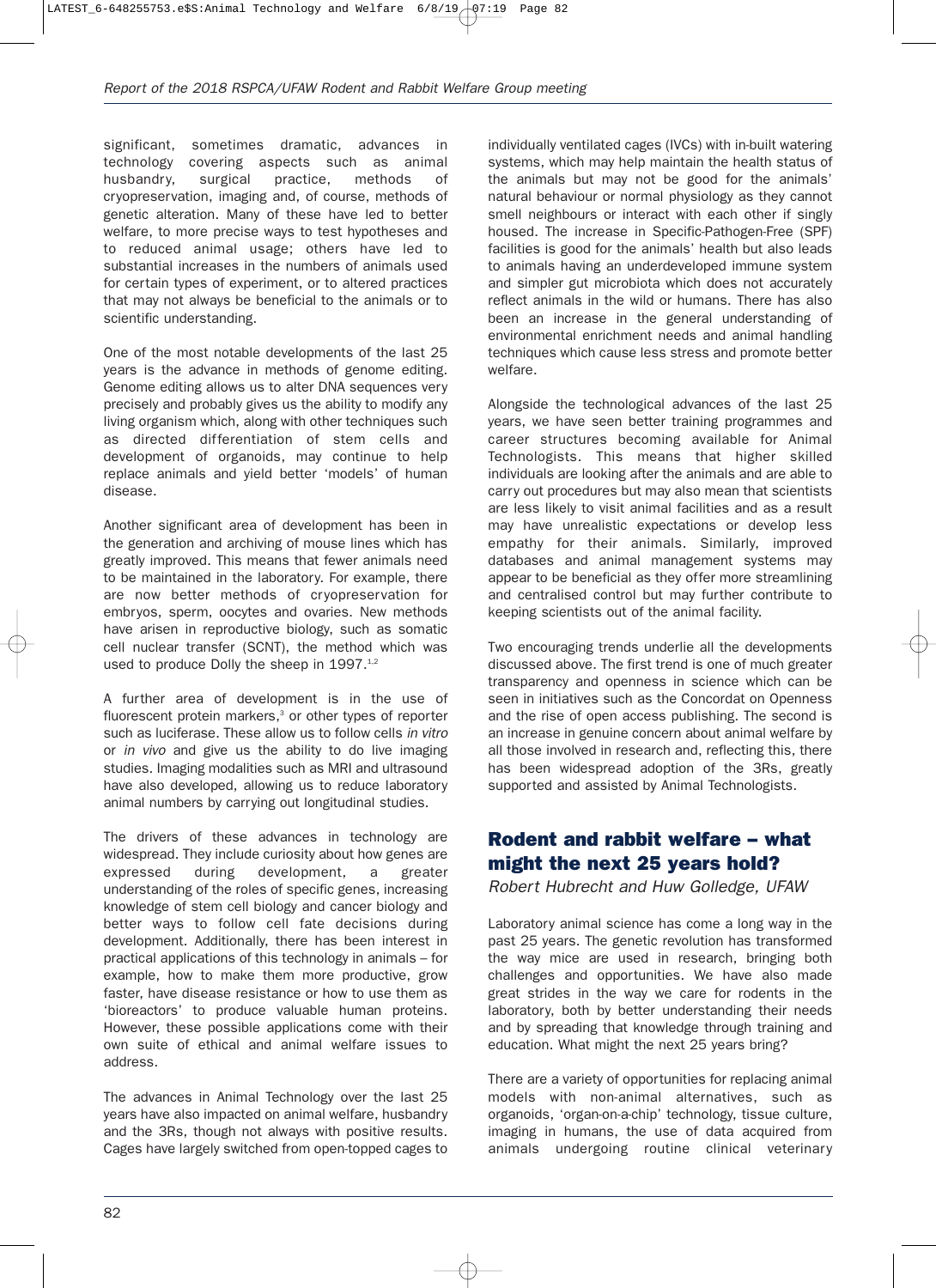significant, sometimes dramatic, advances in technology covering aspects such as animal husbandry, surgical practice, methods of cryopreservation, imaging and, of course, methods of genetic alteration. Many of these have led to better welfare, to more precise ways to test hypotheses and to reduced animal usage; others have led to substantial increases in the numbers of animals used for certain types of experiment, or to altered practices that may not always be beneficial to the animals or to scientific understanding.

One of the most notable developments of the last 25 years is the advance in methods of genome editing. Genome editing allows us to alter DNA sequences very precisely and probably gives us the ability to modify any living organism which, along with other techniques such as directed differentiation of stem cells and development of organoids, may continue to help replace animals and yield better 'models' of human disease.

Another significant area of development has been in the generation and archiving of mouse lines which has greatly improved. This means that fewer animals need to be maintained in the laboratory. For example, there are now better methods of cryopreservation for embryos, sperm, oocytes and ovaries. New methods have arisen in reproductive biology, such as somatic cell nuclear transfer (SCNT), the method which was used to produce Dolly the sheep in 1997.[1,2]

A further area of development is in the use of fluorescent protein markers,[3] or other types of reporter such as luciferase. These allow us to follow cells *in vitro* or *in vivo* and give us the ability to do live imaging studies. Imaging modalities such as MRI and ultrasound have also developed, allowing us to reduce laboratory animal numbers by carrying out longitudinal studies.

The drivers of these advances in technology are widespread. They include curiosity about how genes are expressed during development, a greater understanding of the roles of specific genes, increasing knowledge of stem cell biology and cancer biology and better ways to follow cell fate decisions during development. Additionally, there has been interest in practical applications of this technology in animals – for example, how to make them more productive, grow faster, have disease resistance or how to use them as 'bioreactors' to produce valuable human proteins. However, these possible applications come with their own suite of ethical and animal welfare issues to address.

The advances in Animal Technology over the last 25 years have also impacted on animal welfare, husbandry and the 3Rs, though not always with positive results. Cages have largely switched from open-topped cages to individually ventilated cages (IVCs) with in-built watering systems, which may help maintain the health status of the animals but may not be good for the animals' natural behaviour or normal physiology as they cannot smell neighbours or interact with each other if singly housed. The increase in Specific-Pathogen-Free (SPF) facilities is good for the animals' health but also leads to animals having an underdeveloped immune system and simpler gut microbiota which does not accurately reflect animals in the wild or humans. There has also been an increase in the general understanding of environmental enrichment needs and animal handling techniques which cause less stress and promote better welfare.

Alongside the technological advances of the last 25 years, we have seen better training programmes and career structures becoming available for Animal Technologists. This means that higher skilled individuals are looking after the animals and are able to carry out procedures but may also mean that scientists are less likely to visit animal facilities and as a result may have unrealistic expectations or develop less empathy for their animals. Similarly, improved databases and animal management systems may appear to be beneficial as they offer more streamlining and centralised control but may further contribute to keeping scientists out of the animal facility.

Two encouraging trends underlie all the developments discussed above. The first trend is one of much greater transparency and openness in science which can be seen in initiatives such as the Concordat on Openness and the rise of open access publishing. The second is an increase in genuine concern about animal welfare by all those involved in research and, reflecting this, there has been widespread adoption of the 3Rs, greatly supported and assisted by Animal Technologists.

## Rodent and rabbit welfare – what might the next 25 years hold?

*Robert Hubrecht and Huw Golledge, UFAW*

Laboratory animal science has come a long way in the past 25 years. The genetic revolution has transformed the way mice are used in research, bringing both challenges and opportunities. We have also made great strides in the way we care for rodents in the laboratory, both by better understanding their needs and by spreading that knowledge through training and education. What might the next 25 years bring?

There are a variety of opportunities for replacing animal models with non-animal alternatives, such as organoids, 'organ-on-a-chip' technology, tissue culture, imaging in humans, the use of data acquired from animals undergoing routine clinical veterinary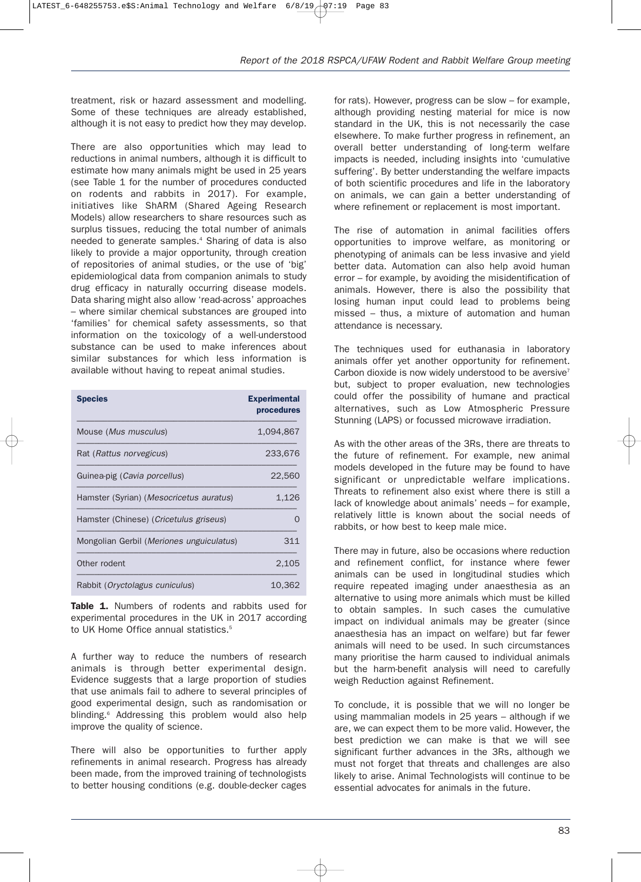treatment, risk or hazard assessment and modelling. Some of these techniques are already established, although it is not easy to predict how they may develop.

There are also opportunities which may lead to reductions in animal numbers, although it is difficult to estimate how many animals might be used in 25 years (see Table 1 for the number of procedures conducted on rodents and rabbits in 2017). For example, initiatives like ShARM (Shared Ageing Research Models) allow researchers to share resources such as surplus tissues, reducing the total number of animals needed to generate samples.[4] Sharing of data is also likely to provide a major opportunity, through creation of repositories of animal studies, or the use of 'big' epidemiological data from companion animals to study drug efficacy in naturally occurring disease models. Data sharing might also allow 'read-across' approaches – where similar chemical substances are grouped into 'families' for chemical safety assessments, so that information on the toxicology of a well-understood substance can be used to make inferences about similar substances for which less information is available without having to repeat animal studies.

| Species | Experimental procedures |
|---|---|
| Mouse (*Mus musculus*) | 1,094,867 |
| Rat (*Rattus norvegicus*) | 233,676 |
| Guinea-pig (*Cavia porcellus*) | 22,560 |
| Hamster (Syrian) (*Mesocricetus auratus*) | 1,126 |
| Hamster (Chinese) (*Cricetulus griseus*) | 0 |
| Mongolian Gerbil (*Meriones unguiculatus*) | 311 |
| Other rodent | 2,105 |
| Rabbit (*Oryctolagus cuniculus*) | 10,362 |

**Table 1.** Numbers of rodents and rabbits used for experimental procedures in the UK in 2017 according to UK Home Office annual statistics.[5]

A further way to reduce the numbers of research animals is through better experimental design. Evidence suggests that a large proportion of studies that use animals fail to adhere to several principles of good experimental design, such as randomisation or blinding.[6] Addressing this problem would also help improve the quality of science.

There will also be opportunities to further apply refinements in animal research. Progress has already been made, from the improved training of technologists to better housing conditions (e.g. double-decker cages for rats). However, progress can be slow – for example, although providing nesting material for mice is now standard in the UK, this is not necessarily the case elsewhere. To make further progress in refinement, an overall better understanding of long-term welfare impacts is needed, including insights into 'cumulative suffering'. By better understanding the welfare impacts of both scientific procedures and life in the laboratory on animals, we can gain a better understanding of where refinement or replacement is most important.

The rise of automation in animal facilities offers opportunities to improve welfare, as monitoring or phenotyping of animals can be less invasive and yield better data. Automation can also help avoid human error – for example, by avoiding the misidentification of animals. However, there is also the possibility that losing human input could lead to problems being missed – thus, a mixture of automation and human attendance is necessary.

The techniques used for euthanasia in laboratory animals offer yet another opportunity for refinement. Carbon dioxide is now widely understood to be aversive[7] but, subject to proper evaluation, new technologies could offer the possibility of humane and practical alternatives, such as Low Atmospheric Pressure Stunning (LAPS) or focussed microwave irradiation.

As with the other areas of the 3Rs, there are threats to the future of refinement. For example, new animal models developed in the future may be found to have significant or unpredictable welfare implications. Threats to refinement also exist where there is still a lack of knowledge about animals' needs – for example, relatively little is known about the social needs of rabbits, or how best to keep male mice.

There may in future, also be occasions where reduction and refinement conflict, for instance where fewer animals can be used in longitudinal studies which require repeated imaging under anaesthesia as an alternative to using more animals which must be killed to obtain samples. In such cases the cumulative impact on individual animals may be greater (since anaesthesia has an impact on welfare) but far fewer animals will need to be used. In such circumstances many prioritise the harm caused to individual animals but the harm-benefit analysis will need to carefully weigh Reduction against Refinement.

To conclude, it is possible that we will no longer be using mammalian models in 25 years – although if we are, we can expect them to be more valid. However, the best prediction we can make is that we will see significant further advances in the 3Rs, although we must not forget that threats and challenges are also likely to arise. Animal Technologists will continue to be essential advocates for animals in the future.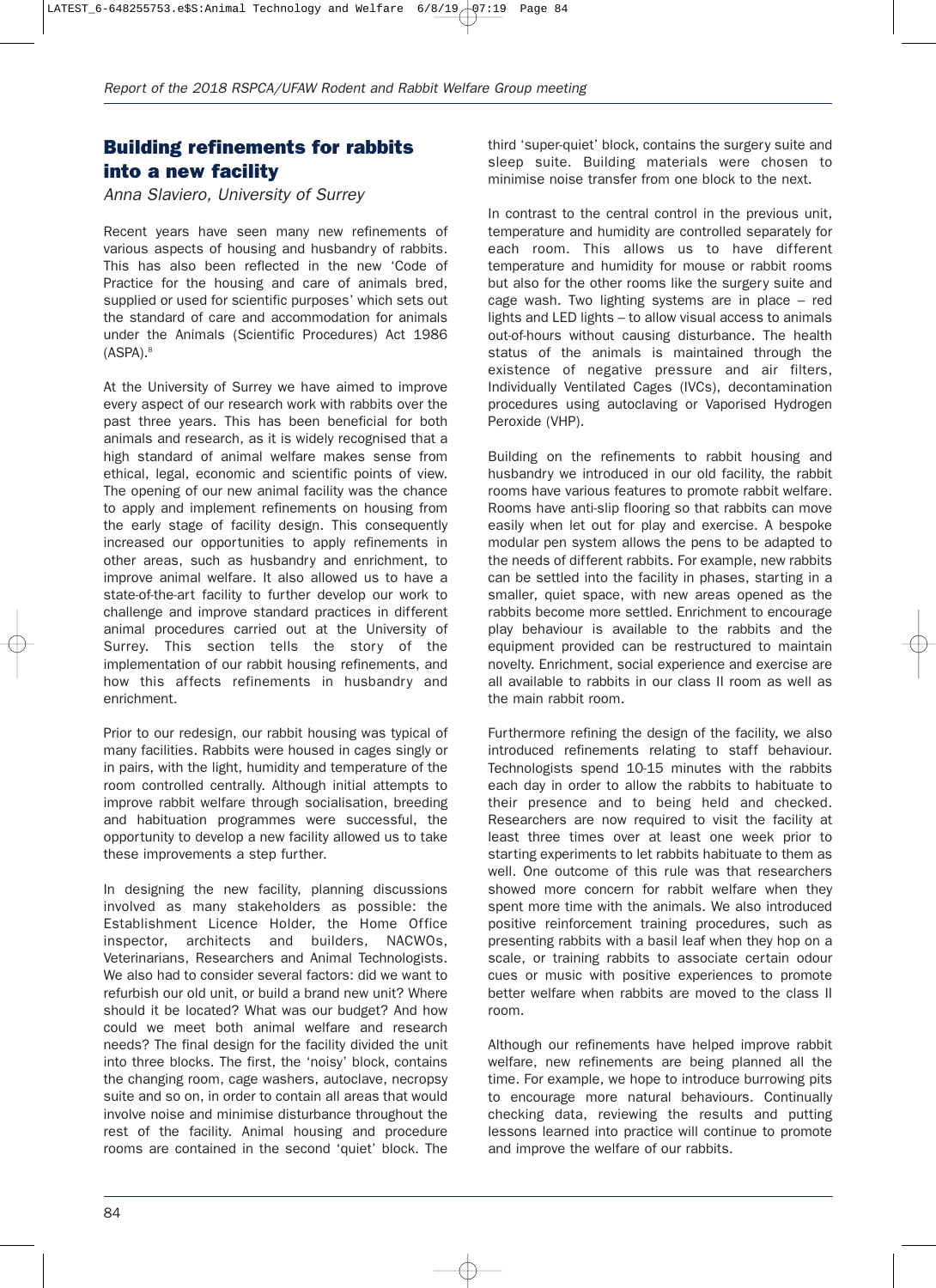## Building refinements for rabbits into a new facility

*Anna Slaviero, University of Surrey*

Recent years have seen many new refinements of various aspects of housing and husbandry of rabbits. This has also been reflected in the new 'Code of Practice for the housing and care of animals bred, supplied or used for scientific purposes' which sets out the standard of care and accommodation for animals under the Animals (Scientific Procedures) Act 1986 (ASPA).[8]

At the University of Surrey we have aimed to improve every aspect of our research work with rabbits over the past three years. This has been beneficial for both animals and research, as it is widely recognised that a high standard of animal welfare makes sense from ethical, legal, economic and scientific points of view. The opening of our new animal facility was the chance to apply and implement refinements on housing from the early stage of facility design. This consequently increased our opportunities to apply refinements in other areas, such as husbandry and enrichment, to improve animal welfare. It also allowed us to have a state-of-the-art facility to further develop our work to challenge and improve standard practices in different animal procedures carried out at the University of Surrey. This section tells the story of the implementation of our rabbit housing refinements, and how this affects refinements in husbandry and enrichment.

Prior to our redesign, our rabbit housing was typical of many facilities. Rabbits were housed in cages singly or in pairs, with the light, humidity and temperature of the room controlled centrally. Although initial attempts to improve rabbit welfare through socialisation, breeding and habituation programmes were successful, the opportunity to develop a new facility allowed us to take these improvements a step further.

In designing the new facility, planning discussions involved as many stakeholders as possible: the Establishment Licence Holder, the Home Office inspector, architects and builders, NACWOs, Veterinarians, Researchers and Animal Technologists. We also had to consider several factors: did we want to refurbish our old unit, or build a brand new unit? Where should it be located? What was our budget? And how could we meet both animal welfare and research needs? The final design for the facility divided the unit into three blocks. The first, the 'noisy' block, contains the changing room, cage washers, autoclave, necropsy suite and so on, in order to contain all areas that would involve noise and minimise disturbance throughout the rest of the facility. Animal housing and procedure rooms are contained in the second 'quiet' block. The third 'super-quiet' block, contains the surgery suite and sleep suite. Building materials were chosen to minimise noise transfer from one block to the next.

In contrast to the central control in the previous unit, temperature and humidity are controlled separately for each room. This allows us to have different temperature and humidity for mouse or rabbit rooms but also for the other rooms like the surgery suite and cage wash. Two lighting systems are in place – red lights and LED lights – to allow visual access to animals out-of-hours without causing disturbance. The health status of the animals is maintained through the existence of negative pressure and air filters, Individually Ventilated Cages (IVCs), decontamination procedures using autoclaving or Vaporised Hydrogen Peroxide (VHP).

Building on the refinements to rabbit housing and husbandry we introduced in our old facility, the rabbit rooms have various features to promote rabbit welfare. Rooms have anti-slip flooring so that rabbits can move easily when let out for play and exercise. A bespoke modular pen system allows the pens to be adapted to the needs of different rabbits. For example, new rabbits can be settled into the facility in phases, starting in a smaller, quiet space, with new areas opened as the rabbits become more settled. Enrichment to encourage play behaviour is available to the rabbits and the equipment provided can be restructured to maintain novelty. Enrichment, social experience and exercise are all available to rabbits in our class II room as well as the main rabbit room.

Furthermore refining the design of the facility, we also introduced refinements relating to staff behaviour. Technologists spend 10-15 minutes with the rabbits each day in order to allow the rabbits to habituate to their presence and to being held and checked. Researchers are now required to visit the facility at least three times over at least one week prior to starting experiments to let rabbits habituate to them as well. One outcome of this rule was that researchers showed more concern for rabbit welfare when they spent more time with the animals. We also introduced positive reinforcement training procedures, such as presenting rabbits with a basil leaf when they hop on a scale, or training rabbits to associate certain odour cues or music with positive experiences to promote better welfare when rabbits are moved to the class II room.

Although our refinements have helped improve rabbit welfare, new refinements are being planned all the time. For example, we hope to introduce burrowing pits to encourage more natural behaviours. Continually checking data, reviewing the results and putting lessons learned into practice will continue to promote and improve the welfare of our rabbits.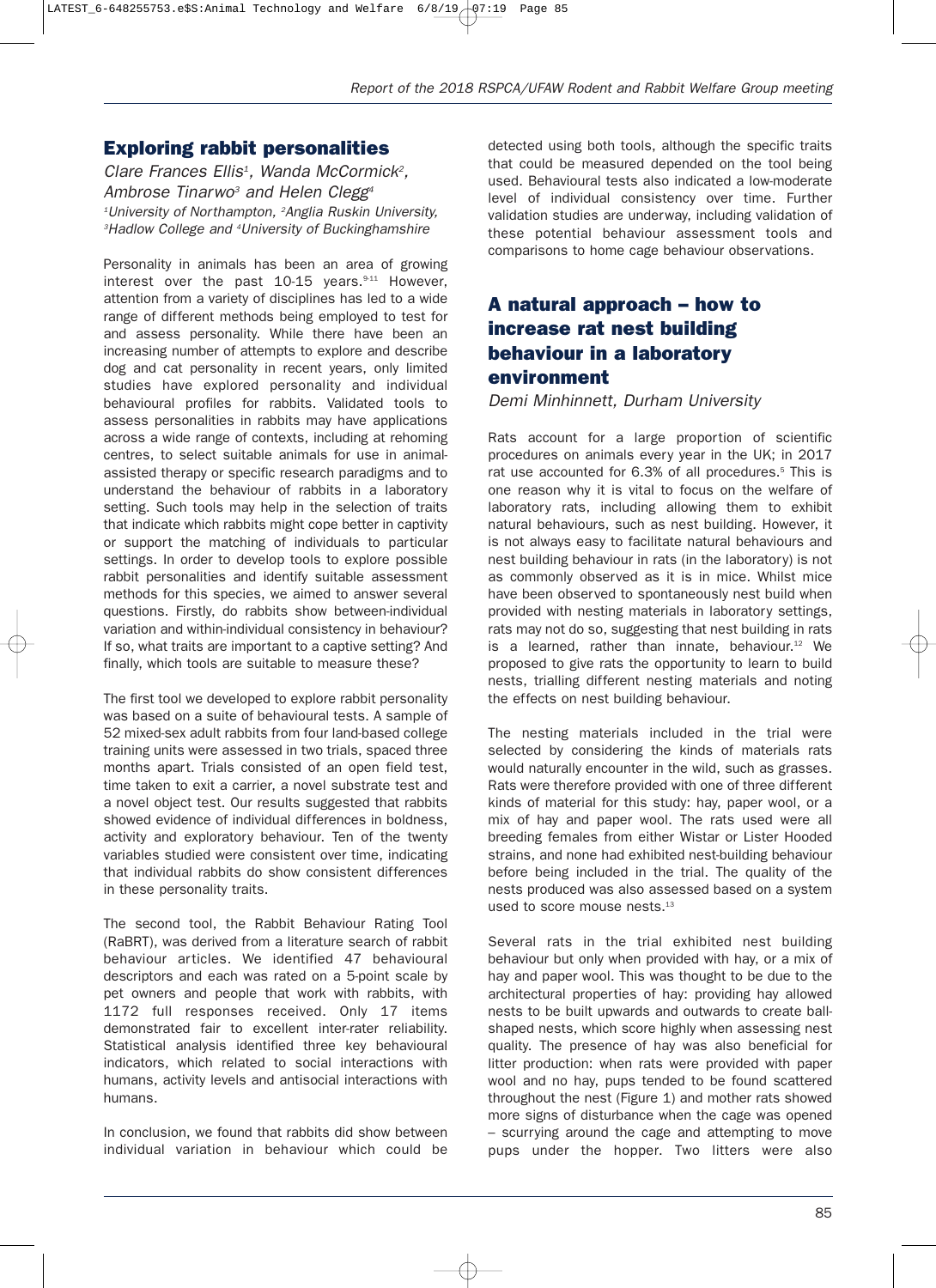## Exploring rabbit personalities

*Clare Frances Ellis[1], Wanda McCormick[2], Ambrose Tinarwo[3] and Helen Clegg[4]*
*[1]University of Northampton, [2]Anglia Ruskin University, [3]Hadlow College and [4]University of Buckinghamshire*

Personality in animals has been an area of growing interest over the past 10-15 years.[9-11] However, attention from a variety of disciplines has led to a wide range of different methods being employed to test for and assess personality. While there have been an increasing number of attempts to explore and describe dog and cat personality in recent years, only limited studies have explored personality and individual behavioural profiles for rabbits. Validated tools to assess personalities in rabbits may have applications across a wide range of contexts, including at rehoming centres, to select suitable animals for use in animal-assisted therapy or specific research paradigms and to understand the behaviour of rabbits in a laboratory setting. Such tools may help in the selection of traits that indicate which rabbits might cope better in captivity or support the matching of individuals to particular settings. In order to develop tools to explore possible rabbit personalities and identify suitable assessment methods for this species, we aimed to answer several questions. Firstly, do rabbits show between-individual variation and within-individual consistency in behaviour? If so, what traits are important to a captive setting? And finally, which tools are suitable to measure these?

The first tool we developed to explore rabbit personality was based on a suite of behavioural tests. A sample of 52 mixed-sex adult rabbits from four land-based college training units were assessed in two trials, spaced three months apart. Trials consisted of an open field test, time taken to exit a carrier, a novel substrate test and a novel object test. Our results suggested that rabbits showed evidence of individual differences in boldness, activity and exploratory behaviour. Ten of the twenty variables studied were consistent over time, indicating that individual rabbits do show consistent differences in these personality traits.

The second tool, the Rabbit Behaviour Rating Tool (RaBRT), was derived from a literature search of rabbit behaviour articles. We identified 47 behavioural descriptors and each was rated on a 5-point scale by pet owners and people that work with rabbits, with 1172 full responses received. Only 17 items demonstrated fair to excellent inter-rater reliability. Statistical analysis identified three key behavioural indicators, which related to social interactions with humans, activity levels and antisocial interactions with humans.

In conclusion, we found that rabbits did show between individual variation in behaviour which could be detected using both tools, although the specific traits that could be measured depended on the tool being used. Behavioural tests also indicated a low-moderate level of individual consistency over time. Further validation studies are underway, including validation of these potential behaviour assessment tools and comparisons to home cage behaviour observations.

## A natural approach – how to increase rat nest building behaviour in a laboratory environment

*Demi Minhinnett, Durham University*

Rats account for a large proportion of scientific procedures on animals every year in the UK; in 2017 rat use accounted for 6.3% of all procedures.[5] This is one reason why it is vital to focus on the welfare of laboratory rats, including allowing them to exhibit natural behaviours, such as nest building. However, it is not always easy to facilitate natural behaviours and nest building behaviour in rats (in the laboratory) is not as commonly observed as it is in mice. Whilst mice have been observed to spontaneously nest build when provided with nesting materials in laboratory settings, rats may not do so, suggesting that nest building in rats is a learned, rather than innate, behaviour.[12] We proposed to give rats the opportunity to learn to build nests, trialling different nesting materials and noting the effects on nest building behaviour.

The nesting materials included in the trial were selected by considering the kinds of materials rats would naturally encounter in the wild, such as grasses. Rats were therefore provided with one of three different kinds of material for this study: hay, paper wool, or a mix of hay and paper wool. The rats used were all breeding females from either Wistar or Lister Hooded strains, and none had exhibited nest-building behaviour before being included in the trial. The quality of the nests produced was also assessed based on a system used to score mouse nests.[13]

Several rats in the trial exhibited nest building behaviour but only when provided with hay, or a mix of hay and paper wool. This was thought to be due to the architectural properties of hay: providing hay allowed nests to be built upwards and outwards to create ball-shaped nests, which score highly when assessing nest quality. The presence of hay was also beneficial for litter production: when rats were provided with paper wool and no hay, pups tended to be found scattered throughout the nest (Figure 1) and mother rats showed more signs of disturbance when the cage was opened – scurrying around the cage and attempting to move pups under the hopper. Two litters were also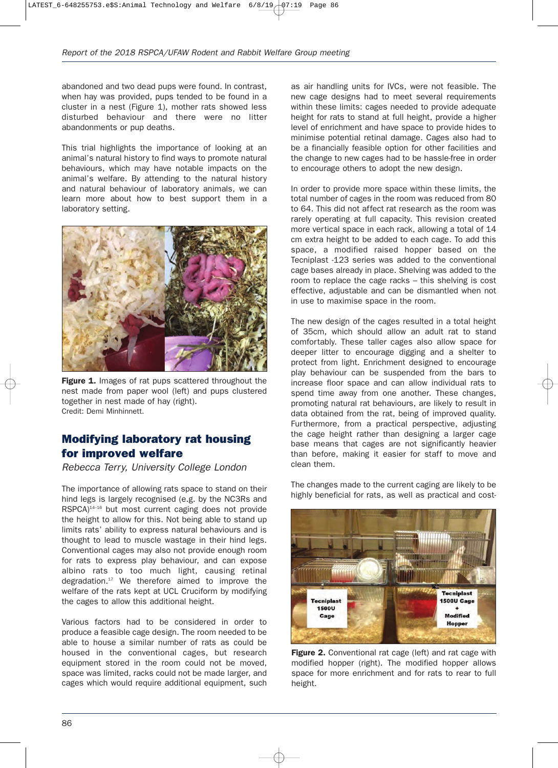abandoned and two dead pups were found. In contrast, when hay was provided, pups tended to be found in a cluster in a nest (Figure 1), mother rats showed less disturbed behaviour and there were no litter abandonments or pup deaths.

This trial highlights the importance of looking at an animal's natural history to find ways to promote natural behaviours, which may have notable impacts on the animal's welfare. By attending to the natural history and natural behaviour of laboratory animals, we can learn more about how to best support them in a laboratory setting.

**Figure 1.** Images of rat pups scattered throughout the nest made from paper wool (left) and pups clustered together in nest made of hay (right).
Credit: Demi Minhinnett.

## Modifying laboratory rat housing for improved welfare

*Rebecca Terry, University College London*

The importance of allowing rats space to stand on their hind legs is largely recognised (e.g. by the NC3Rs and RSPCA)[14–16] but most current caging does not provide the height to allow for this. Not being able to stand up limits rats' ability to express natural behaviours and is thought to lead to muscle wastage in their hind legs. Conventional cages may also not provide enough room for rats to express play behaviour, and can expose albino rats to too much light, causing retinal degradation.[17] We therefore aimed to improve the welfare of the rats kept at UCL Cruciform by modifying the cages to allow this additional height.

Various factors had to be considered in order to produce a feasible cage design. The room needed to be able to house a similar number of rats as could be housed in the conventional cages, but research equipment stored in the room could not be moved, space was limited, racks could not be made larger, and cages which would require additional equipment, such as air handling units for IVCs, were not feasible. The new cage designs had to meet several requirements within these limits: cages needed to provide adequate height for rats to stand at full height, provide a higher level of enrichment and have space to provide hides to minimise potential retinal damage. Cages also had to be a financially feasible option for other facilities and the change to new cages had to be hassle-free in order to encourage others to adopt the new design.

In order to provide more space within these limits, the total number of cages in the room was reduced from 80 to 64. This did not affect rat research as the room was rarely operating at full capacity. This revision created more vertical space in each rack, allowing a total of 14 cm extra height to be added to each cage. To add this space, a modified raised hopper based on the Tecniplast -123 series was added to the conventional cage bases already in place. Shelving was added to the room to replace the cage racks – this shelving is cost effective, adjustable and can be dismantled when not in use to maximise space in the room.

The new design of the cages resulted in a total height of 35cm, which should allow an adult rat to stand comfortably. These taller cages also allow space for deeper litter to encourage digging and a shelter to protect from light. Enrichment designed to encourage play behaviour can be suspended from the bars to increase floor space and can allow individual rats to spend time away from one another. These changes, promoting natural rat behaviours, are likely to result in data obtained from the rat, being of improved quality. Furthermore, from a practical perspective, adjusting the cage height rather than designing a larger cage base means that cages are not significantly heavier than before, making it easier for staff to move and clean them.

The changes made to the current caging are likely to be highly beneficial for rats, as well as practical and cost-

**Figure 2.** Conventional rat cage (left) and rat cage with modified hopper (right). The modified hopper allows space for more enrichment and for rats to rear to full height.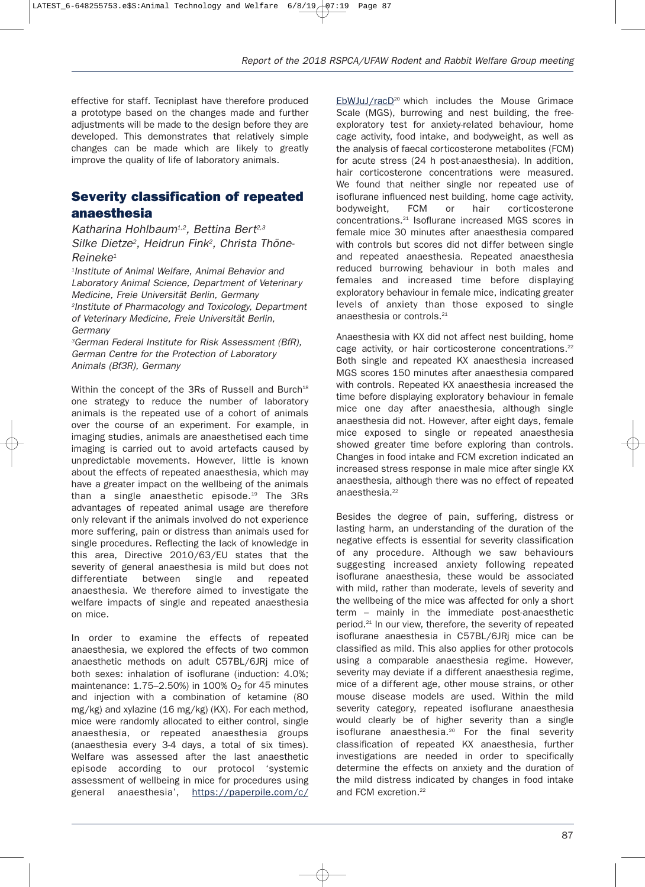effective for staff. Tecniplast have therefore produced a prototype based on the changes made and further adjustments will be made to the design before they are developed. This demonstrates that relatively simple changes can be made which are likely to greatly improve the quality of life of laboratory animals.

## Severity classification of repeated anaesthesia

*Katharina Hohlbaum[1,2], Bettina Bert[2,3] Silke Dietze[2], Heidrun Fink[2], Christa Thöne-Reineke[1]*

*[1]Institute of Animal Welfare, Animal Behavior and Laboratory Animal Science, Department of Veterinary Medicine, Freie Universität Berlin, Germany*
*[2]Institute of Pharmacology and Toxicology, Department of Veterinary Medicine, Freie Universität Berlin, Germany*
*[3]German Federal Institute for Risk Assessment (BfR), German Centre for the Protection of Laboratory Animals (Bf3R), Germany*

Within the concept of the 3Rs of Russell and Burch[18] one strategy to reduce the number of laboratory animals is the repeated use of a cohort of animals over the course of an experiment. For example, in imaging studies, animals are anaesthetised each time imaging is carried out to avoid artefacts caused by unpredictable movements. However, little is known about the effects of repeated anaesthesia, which may have a greater impact on the wellbeing of the animals than a single anaesthetic episode.[19] The 3Rs advantages of repeated animal usage are therefore only relevant if the animals involved do not experience more suffering, pain or distress than animals used for single procedures. Reflecting the lack of knowledge in this area, Directive 2010/63/EU states that the severity of general anaesthesia is mild but does not differentiate between single and repeated anaesthesia. We therefore aimed to investigate the welfare impacts of single and repeated anaesthesia on mice.

In order to examine the effects of repeated anaesthesia, we explored the effects of two common anaesthetic methods on adult C57BL/6JRj mice of both sexes: inhalation of isoflurane (induction: 4.0%; maintenance: 1.75–2.50%) in 100% $O_2$ for 45 minutes and injection with a combination of ketamine (80 mg/kg) and xylazine (16 mg/kg) (KX). For each method, mice were randomly allocated to either control, single anaesthesia, or repeated anaesthesia groups (anaesthesia every 3-4 days, a total of six times). Welfare was assessed after the last anaesthetic episode according to our protocol 'systemic assessment of wellbeing in mice for procedures using general anaesthesia', https://paperpile.com/c/EbWJuJ/racD[20] which includes the Mouse Grimace Scale (MGS), burrowing and nest building, the free-exploratory test for anxiety-related behaviour, home cage activity, food intake, and bodyweight, as well as the analysis of faecal corticosterone metabolites (FCM) for acute stress (24 h post-anaesthesia). In addition, hair corticosterone concentrations were measured. We found that neither single nor repeated use of isoflurane influenced nest building, home cage activity, bodyweight, FCM or hair corticosterone concentrations.[21] Isoflurane increased MGS scores in female mice 30 minutes after anaesthesia compared with controls but scores did not differ between single and repeated anaesthesia. Repeated anaesthesia reduced burrowing behaviour in both males and females and increased time before displaying exploratory behaviour in female mice, indicating greater levels of anxiety than those exposed to single anaesthesia or controls.[21]

Anaesthesia with KX did not affect nest building, home cage activity, or hair corticosterone concentrations.[22] Both single and repeated KX anaesthesia increased MGS scores 150 minutes after anaesthesia compared with controls. Repeated KX anaesthesia increased the time before displaying exploratory behaviour in female mice one day after anaesthesia, although single anaesthesia did not. However, after eight days, female mice exposed to single or repeated anaesthesia showed greater time before exploring than controls. Changes in food intake and FCM excretion indicated an increased stress response in male mice after single KX anaesthesia, although there was no effect of repeated anaesthesia.[22]

Besides the degree of pain, suffering, distress or lasting harm, an understanding of the duration of the negative effects is essential for severity classification of any procedure. Although we saw behaviours suggesting increased anxiety following repeated isoflurane anaesthesia, these would be associated with mild, rather than moderate, levels of severity and the wellbeing of the mice was affected for only a short term – mainly in the immediate post-anaesthetic period.[21] In our view, therefore, the severity of repeated isoflurane anaesthesia in C57BL/6JRj mice can be classified as mild. This also applies for other protocols using a comparable anaesthesia regime. However, severity may deviate if a different anaesthesia regime, mice of a different age, other mouse strains, or other mouse disease models are used. Within the mild severity category, repeated isoflurane anaesthesia would clearly be of higher severity than a single isoflurane anaesthesia.[20] For the final severity classification of repeated KX anaesthesia, further investigations are needed in order to specifically determine the effects on anxiety and the duration of the mild distress indicated by changes in food intake and FCM excretion.[22]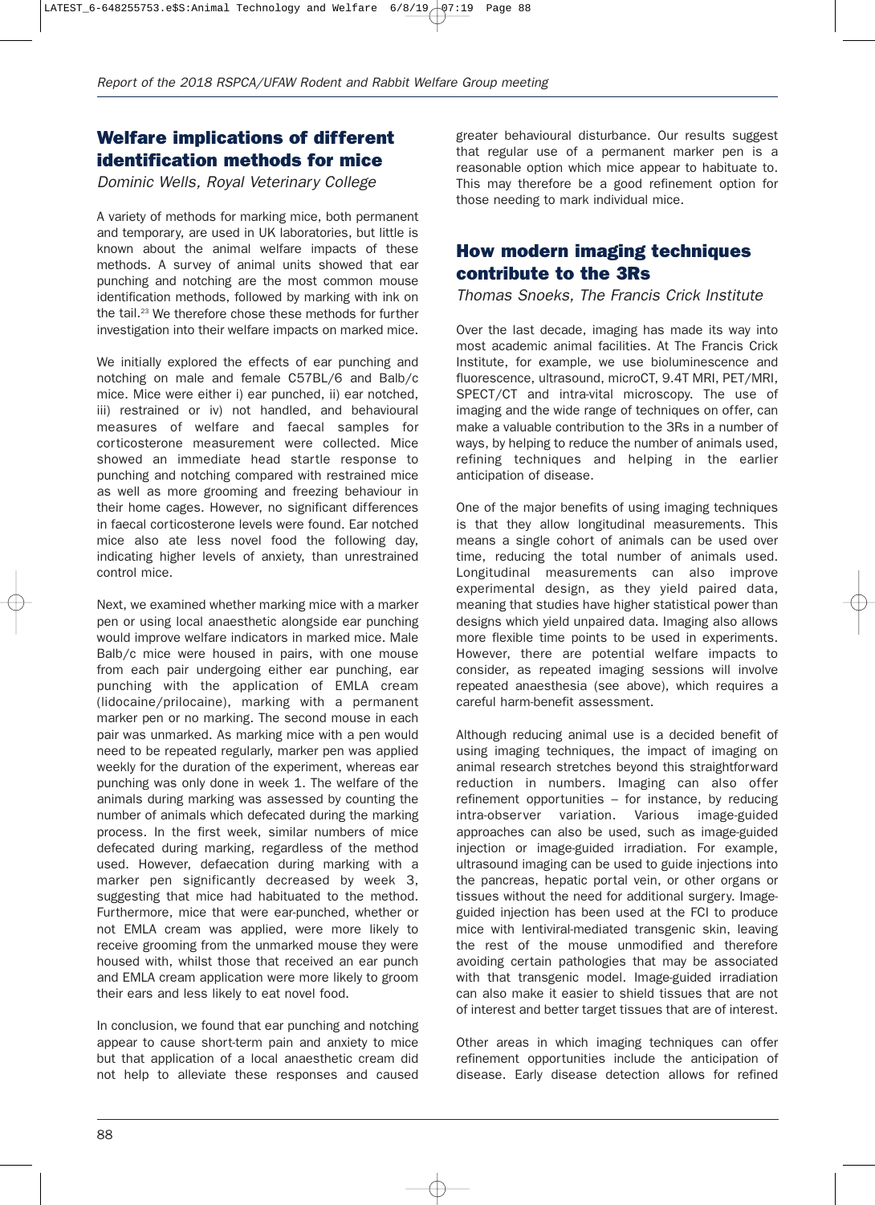## Welfare implications of different identification methods for mice

*Dominic Wells, Royal Veterinary College*

A variety of methods for marking mice, both permanent and temporary, are used in UK laboratories, but little is known about the animal welfare impacts of these methods. A survey of animal units showed that ear punching and notching are the most common mouse identification methods, followed by marking with ink on the tail.[23] We therefore chose these methods for further investigation into their welfare impacts on marked mice.

We initially explored the effects of ear punching and notching on male and female C57BL/6 and Balb/c mice. Mice were either i) ear punched, ii) ear notched, iii) restrained or iv) not handled, and behavioural measures of welfare and faecal samples for corticosterone measurement were collected. Mice showed an immediate head startle response to punching and notching compared with restrained mice as well as more grooming and freezing behaviour in their home cages. However, no significant differences in faecal corticosterone levels were found. Ear notched mice also ate less novel food the following day, indicating higher levels of anxiety, than unrestrained control mice.

Next, we examined whether marking mice with a marker pen or using local anaesthetic alongside ear punching would improve welfare indicators in marked mice. Male Balb/c mice were housed in pairs, with one mouse from each pair undergoing either ear punching, ear punching with the application of EMLA cream (lidocaine/prilocaine), marking with a permanent marker pen or no marking. The second mouse in each pair was unmarked. As marking mice with a pen would need to be repeated regularly, marker pen was applied weekly for the duration of the experiment, whereas ear punching was only done in week 1. The welfare of the animals during marking was assessed by counting the number of animals which defecated during the marking process. In the first week, similar numbers of mice defecated during marking, regardless of the method used. However, defaecation during marking with a marker pen significantly decreased by week 3, suggesting that mice had habituated to the method. Furthermore, mice that were ear-punched, whether or not EMLA cream was applied, were more likely to receive grooming from the unmarked mouse they were housed with, whilst those that received an ear punch and EMLA cream application were more likely to groom their ears and less likely to eat novel food.

In conclusion, we found that ear punching and notching appear to cause short-term pain and anxiety to mice but that application of a local anaesthetic cream did not help to alleviate these responses and caused greater behavioural disturbance. Our results suggest that regular use of a permanent marker pen is a reasonable option which mice appear to habituate to. This may therefore be a good refinement option for those needing to mark individual mice.

## How modern imaging techniques contribute to the 3Rs

*Thomas Snoeks, The Francis Crick Institute*

Over the last decade, imaging has made its way into most academic animal facilities. At The Francis Crick Institute, for example, we use bioluminescence and fluorescence, ultrasound, microCT, 9.4T MRI, PET/MRI, SPECT/CT and intra-vital microscopy. The use of imaging and the wide range of techniques on offer, can make a valuable contribution to the 3Rs in a number of ways, by helping to reduce the number of animals used, refining techniques and helping in the earlier anticipation of disease.

One of the major benefits of using imaging techniques is that they allow longitudinal measurements. This means a single cohort of animals can be used over time, reducing the total number of animals used. Longitudinal measurements can also improve experimental design, as they yield paired data, meaning that studies have higher statistical power than designs which yield unpaired data. Imaging also allows more flexible time points to be used in experiments. However, there are potential welfare impacts to consider, as repeated imaging sessions will involve repeated anaesthesia (see above), which requires a careful harm-benefit assessment.

Although reducing animal use is a decided benefit of using imaging techniques, the impact of imaging on animal research stretches beyond this straightforward reduction in numbers. Imaging can also offer refinement opportunities – for instance, by reducing intra-observer variation. Various image-guided approaches can also be used, such as image-guided injection or image-guided irradiation. For example, ultrasound imaging can be used to guide injections into the pancreas, hepatic portal vein, or other organs or tissues without the need for additional surgery. Image-guided injection has been used at the FCI to produce mice with lentiviral-mediated transgenic skin, leaving the rest of the mouse unmodified and therefore avoiding certain pathologies that may be associated with that transgenic model. Image-guided irradiation can also make it easier to shield tissues that are not of interest and better target tissues that are of interest.

Other areas in which imaging techniques can offer refinement opportunities include the anticipation of disease. Early disease detection allows for refined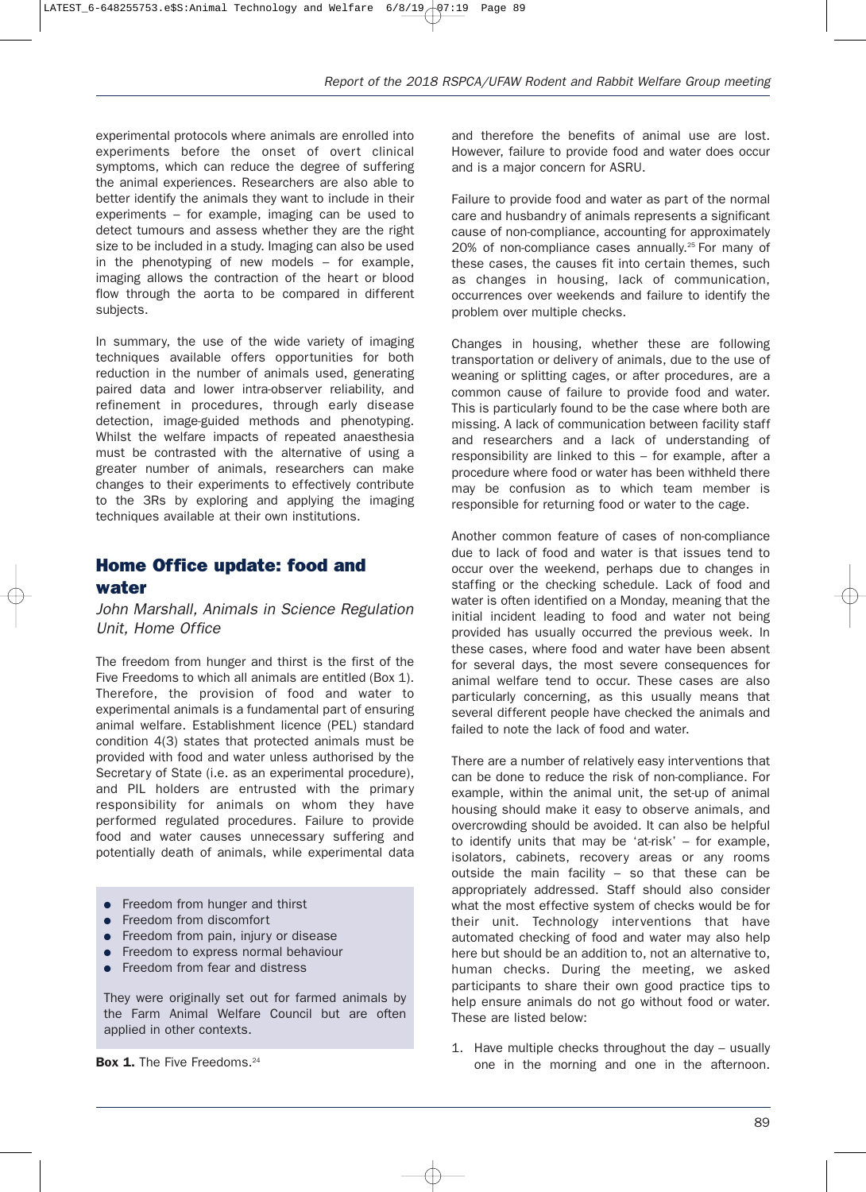experimental protocols where animals are enrolled into experiments before the onset of overt clinical symptoms, which can reduce the degree of suffering the animal experiences. Researchers are also able to better identify the animals they want to include in their experiments – for example, imaging can be used to detect tumours and assess whether they are the right size to be included in a study. Imaging can also be used in the phenotyping of new models – for example, imaging allows the contraction of the heart or blood flow through the aorta to be compared in different subjects.

In summary, the use of the wide variety of imaging techniques available offers opportunities for both reduction in the number of animals used, generating paired data and lower intra-observer reliability, and refinement in procedures, through early disease detection, image-guided methods and phenotyping. Whilst the welfare impacts of repeated anaesthesia must be contrasted with the alternative of using a greater number of animals, researchers can make changes to their experiments to effectively contribute to the 3Rs by exploring and applying the imaging techniques available at their own institutions.

## Home Office update: food and water

*John Marshall, Animals in Science Regulation Unit, Home Office*

The freedom from hunger and thirst is the first of the Five Freedoms to which all animals are entitled (Box 1). Therefore, the provision of food and water to experimental animals is a fundamental part of ensuring animal welfare. Establishment licence (PEL) standard condition 4(3) states that protected animals must be provided with food and water unless authorised by the Secretary of State (i.e. as an experimental procedure), and PIL holders are entrusted with the primary responsibility for animals on whom they have performed regulated procedures. Failure to provide food and water causes unnecessary suffering and potentially death of animals, while experimental data and therefore the benefits of animal use are lost. However, failure to provide food and water does occur and is a major concern for ASRU.

- Freedom from hunger and thirst
- Freedom from discomfort
- Freedom from pain, injury or disease
- Freedom to express normal behaviour
- Freedom from fear and distress

They were originally set out for farmed animals by the Farm Animal Welfare Council but are often applied in other contexts.

**Box 1.** The Five Freedoms.[24]

Failure to provide food and water as part of the normal care and husbandry of animals represents a significant cause of non-compliance, accounting for approximately 20% of non-compliance cases annually.[25] For many of these cases, the causes fit into certain themes, such as changes in housing, lack of communication, occurrences over weekends and failure to identify the problem over multiple checks.

Changes in housing, whether these are following transportation or delivery of animals, due to the use of weaning or splitting cages, or after procedures, are a common cause of failure to provide food and water. This is particularly found to be the case where both are missing. A lack of communication between facility staff and researchers and a lack of understanding of responsibility are linked to this – for example, after a procedure where food or water has been withheld there may be confusion as to which team member is responsible for returning food or water to the cage.

Another common feature of cases of non-compliance due to lack of food and water is that issues tend to occur over the weekend, perhaps due to changes in staffing or the checking schedule. Lack of food and water is often identified on a Monday, meaning that the initial incident leading to food and water not being provided has usually occurred the previous week. In these cases, where food and water have been absent for several days, the most severe consequences for animal welfare tend to occur. These cases are also particularly concerning, as this usually means that several different people have checked the animals and failed to note the lack of food and water.

There are a number of relatively easy interventions that can be done to reduce the risk of non-compliance. For example, within the animal unit, the set-up of animal housing should make it easy to observe animals, and overcrowding should be avoided. It can also be helpful to identify units that may be 'at-risk' – for example, isolators, cabinets, recovery areas or any rooms outside the main facility – so that these can be appropriately addressed. Staff should also consider what the most effective system of checks would be for their unit. Technology interventions that have automated checking of food and water may also help here but should be an addition to, not an alternative to, human checks. During the meeting, we asked participants to share their own good practice tips to help ensure animals do not go without food or water. These are listed below:

1. Have multiple checks throughout the day – usually one in the morning and one in the afternoon.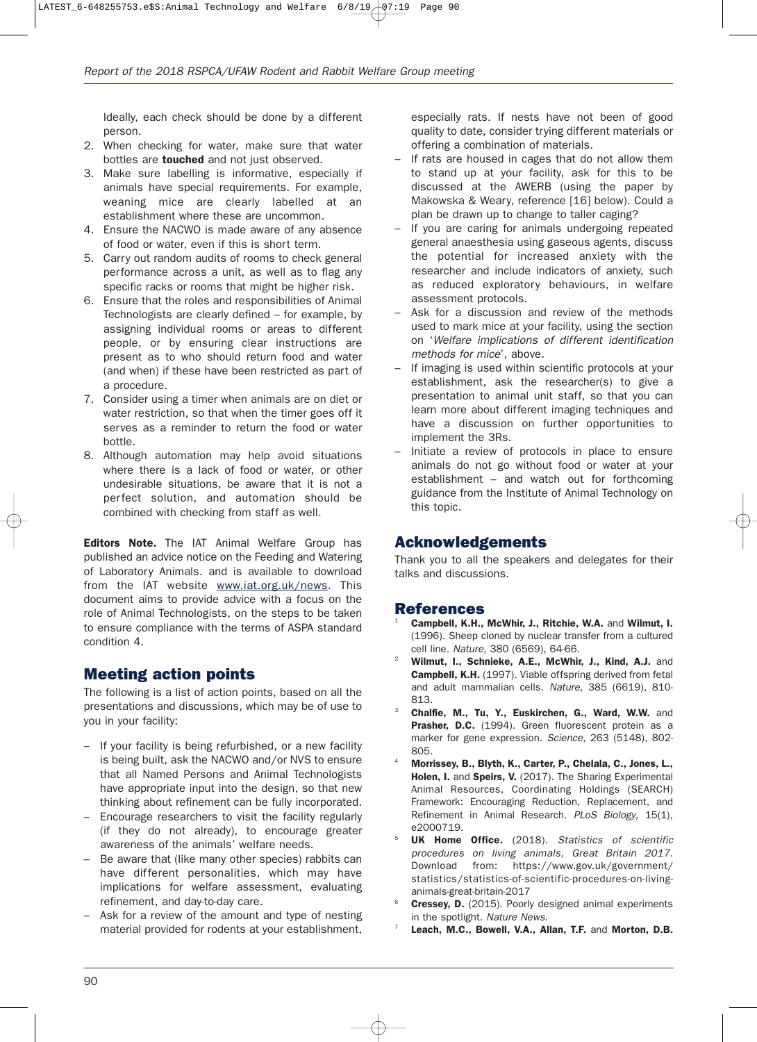Ideally, each check should be done by a different person.

2. When checking for water, make sure that water bottles are **touched** and not just observed.
3. Make sure labelling is informative, especially if animals have special requirements. For example, weaning mice are clearly labelled at an establishment where these are uncommon.
4. Ensure the NACWO is made aware of any absence of food or water, even if this is short term.
5. Carry out random audits of rooms to check general performance across a unit, as well as to flag any specific racks or rooms that might be higher risk.
6. Ensure that the roles and responsibilities of Animal Technologists are clearly defined – for example, by assigning individual rooms or areas to different people, or by ensuring clear instructions are present as to who should return food and water (and when) if these have been restricted as part of a procedure.
7. Consider using a timer when animals are on diet or water restriction, so that when the timer goes off it serves as a reminder to return the food or water bottle.
8. Although automation may help avoid situations where there is a lack of food or water, or other undesirable situations, be aware that it is not a perfect solution, and automation should be combined with checking from staff as well.

**Editors Note.** The IAT Animal Welfare Group has published an advice notice on the Feeding and Watering of Laboratory Animals. and is available to download from the IAT website www.iat.org.uk/news. This document aims to provide advice with a focus on the role of Animal Technologists, on the steps to be taken to ensure compliance with the terms of ASPA standard condition 4.

## Meeting action points

The following is a list of action points, based on all the presentations and discussions, which may be of use to you in your facility:

- If your facility is being refurbished, or a new facility is being built, ask the NACWO and/or NVS to ensure that all Named Persons and Animal Technologists have appropriate input into the design, so that new thinking about refinement can be fully incorporated.
- Encourage researchers to visit the facility regularly (if they do not already), to encourage greater awareness of the animals' welfare needs.
- Be aware that (like many other species) rabbits can have different personalities, which may have implications for welfare assessment, evaluating refinement, and day-to-day care.
- Ask for a review of the amount and type of nesting material provided for rodents at your establishment, especially rats. If nests have not been of good quality to date, consider trying different materials or offering a combination of materials.
- If rats are housed in cages that do not allow them to stand up at your facility, ask for this to be discussed at the AWERB (using the paper by Makowska & Weary, reference [16] below). Could a plan be drawn up to change to taller caging?
- If you are caring for animals undergoing repeated general anaesthesia using gaseous agents, discuss the potential for increased anxiety with the researcher and include indicators of anxiety, such as reduced exploratory behaviours, in welfare assessment protocols.
- Ask for a discussion and review of the methods used to mark mice at your facility, using the section on '*Welfare implications of different identification methods for mice*', above.
- If imaging is used within scientific protocols at your establishment, ask the researcher(s) to give a presentation to animal unit staff, so that you can learn more about different imaging techniques and have a discussion on further opportunities to implement the 3Rs.
- Initiate a review of protocols in place to ensure animals do not go without food or water at your establishment – and watch out for forthcoming guidance from the Institute of Animal Technology on this topic.

## Acknowledgements

Thank you to all the speakers and delegates for their talks and discussions.

## References

1. **Campbell, K.H., McWhir, J., Ritchie, W.A.** and **Wilmut, I.** (1996). Sheep cloned by nuclear transfer from a cultured cell line. *Nature*, 380 (6569), 64-66.
2. **Wilmut, I., Schnieke, A.E., McWhir, J., Kind, A.J.** and **Campbell, K.H.** (1997). Viable offspring derived from fetal and adult mammalian cells. *Nature*, 385 (6619), 810-813.
3. **Chalfie, M., Tu, Y., Euskirchen, G., Ward, W.W.** and **Prasher, D.C.** (1994). Green fluorescent protein as a marker for gene expression. *Science*, 263 (5148), 802-805.
4. **Morrissey, B., Blyth, K., Carter, P., Chelala, C., Jones, L., Holen, I.** and **Speirs, V.** (2017). The Sharing Experimental Animal Resources, Coordinating Holdings (SEARCH) Framework: Encouraging Reduction, Replacement, and Refinement in Animal Research. *PLoS Biology*, 15(1), e2000719.
5. **UK Home Office.** (2018). *Statistics of scientific procedures on living animals, Great Britain 2017.* Download from: https://www.gov.uk/government/statistics/statistics-of-scientific-procedures-on-living-animals-great-britain-2017
6. **Cressey, D.** (2015). Poorly designed animal experiments in the spotlight. *Nature News.*
7. **Leach, M.C., Bowell, V.A., Allan, T.F.** and **Morton, D.B.**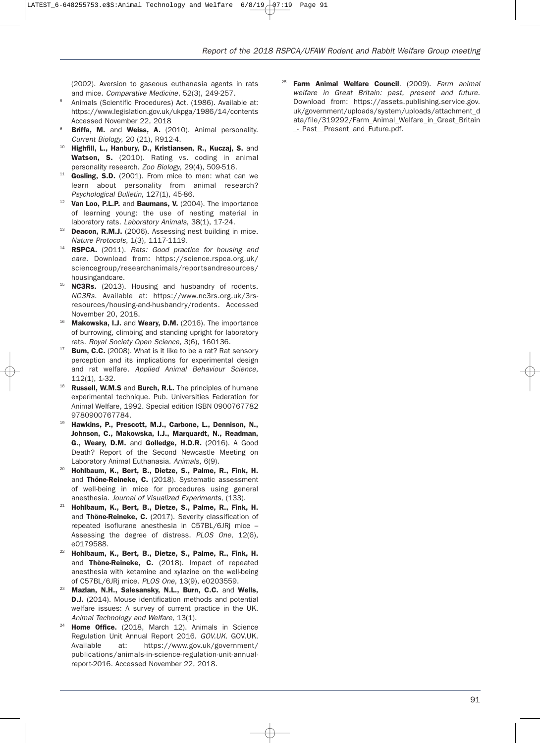(2002). Aversion to gaseous euthanasia agents in rats and mice. *Comparative Medicine*, 52(3), 249-257.

[8] Animals (Scientific Procedures) Act. (1986). Available at: https://www.legislation.gov.uk/ukpga/1986/14/contents Accessed November 22, 2018

[9] **Briffa, M.** and **Weiss, A.** (2010). Animal personality. *Current Biology*, 20 (21), R912-4.

[10] **Highfill, L., Hanbury, D., Kristiansen, R., Kuczaj, S.** and **Watson, S.** (2010). Rating vs. coding in animal personality research. *Zoo Biology*, 29(4), 509-516.

[11] **Gosling, S.D.** (2001). From mice to men: what can we learn about personality from animal research? *Psychological Bulletin*, 127(1), 45-86.

[12] **Van Loo, P.L.P.** and **Baumans, V.** (2004). The importance of learning young: the use of nesting material in laboratory rats. *Laboratory Animals*, 38(1), 17-24.

[13] **Deacon, R.M.J.** (2006). Assessing nest building in mice. *Nature Protocols*, 1(3), 1117-1119.

[14] **RSPCA.** (2011). *Rats: Good practice for housing and care*. Download from: https://science.rspca.org.uk/sciencegroup/researchanimals/reportsandresources/housingandcare.

[15] **NC3Rs.** (2013). Housing and husbandry of rodents. *NC3Rs*. Available at: https://www.nc3rs.org.uk/3rs-resources/housing-and-husbandry/rodents. Accessed November 20, 2018.

[16] **Makowska, I.J.** and **Weary, D.M.** (2016). The importance of burrowing, climbing and standing upright for laboratory rats. *Royal Society Open Science*, 3(6), 160136.

[17] **Burn, C.C.** (2008). What is it like to be a rat? Rat sensory perception and its implications for experimental design and rat welfare. *Applied Animal Behaviour Science*, 112(1), 1-32.

[18] **Russell, W.M.S** and **Burch, R.L.** The principles of humane experimental technique. Pub. Universities Federation for Animal Welfare, 1992. Special edition ISBN 0900767782 9780900767784.

[19] **Hawkins, P., Prescott, M.J., Carbone, L., Dennison, N., Johnson, C., Makowska, I.J., Marquardt, N., Readman, G., Weary, D.M.** and **Golledge, H.D.R.** (2016). A Good Death? Report of the Second Newcastle Meeting on Laboratory Animal Euthanasia. *Animals*, 6(9).

[20] **Hohlbaum, K., Bert, B., Dietze, S., Palme, R., Fink, H.** and **Thöne-Reineke, C.** (2018). Systematic assessment of well-being in mice for procedures using general anesthesia. *Journal of Visualized Experiments*, (133).

[21] **Hohlbaum, K., Bert, B., Dietze, S., Palme, R., Fink, H.** and **Thöne-Reineke, C.** (2017). Severity classification of repeated isoflurane anesthesia in C57BL/6JRj mice – Assessing the degree of distress. *PLOS One*, 12(6), e0179588.

[22] **Hohlbaum, K., Bert, B., Dietze, S., Palme, R., Fink, H.** and **Thöne-Reineke, C.** (2018). Impact of repeated anesthesia with ketamine and xylazine on the well-being of C57BL/6JRj mice. *PLOS One*, 13(9), e0203559.

[23] **Mazlan, N.H., Salesansky, N.L., Burn, C.C.** and **Wells, D.J.** (2014). Mouse identification methods and potential welfare issues: A survey of current practice in the UK. *Animal Technology and Welfare*, 13(1).

[24] **Home Office.** (2018, March 12). Animals in Science Regulation Unit Annual Report 2016. *GOV.UK*. GOV.UK. Available at: https://www.gov.uk/government/publications/animals-in-science-regulation-unit-annual-report-2016. Accessed November 22, 2018.

[25] **Farm Animal Welfare Council**. (2009). *Farm animal welfare in Great Britain: past, present and future*. Download from: https://assets.publishing.service.gov.uk/government/uploads/system/uploads/attachment_data/file/319292/Farm_Animal_Welfare_in_Great_Britain_-_Past__Present_and_Future.pdf.